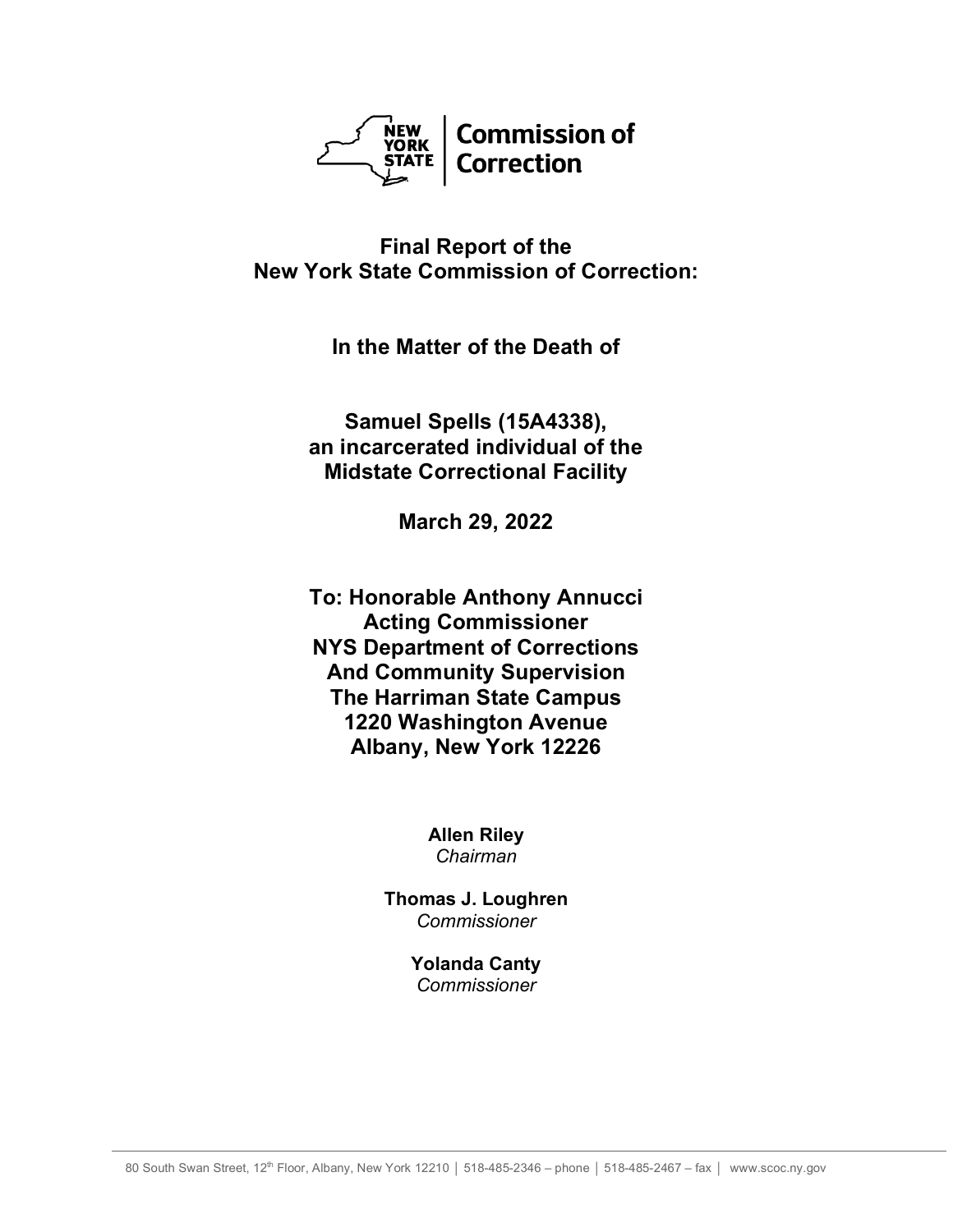**NEW YORK STATE | Commission of Correction**

# Final Report of the New York State Commission of Correction:

## In the Matter of the Death of

## Samuel Spells (15A4338), an incarcerated individual of the Midstate Correctional Facility

## March 29, 2022

**To: Honorable Anthony Annucci**
**Acting Commissioner**
**NYS Department of Corrections**
**And Community Supervision**
**The Harriman State Campus**
**1220 Washington Avenue**
**Albany, New York 12226**

**Allen Riley**
*Chairman*

**Thomas J. Loughren**
*Commissioner*

**Yolanda Canty**
*Commissioner*

80 South Swan Street, 12th Floor, Albany, New York 12210 │ 518-485-2346 – phone │ 518-485-2467 – fax │ www.scoc.ny.gov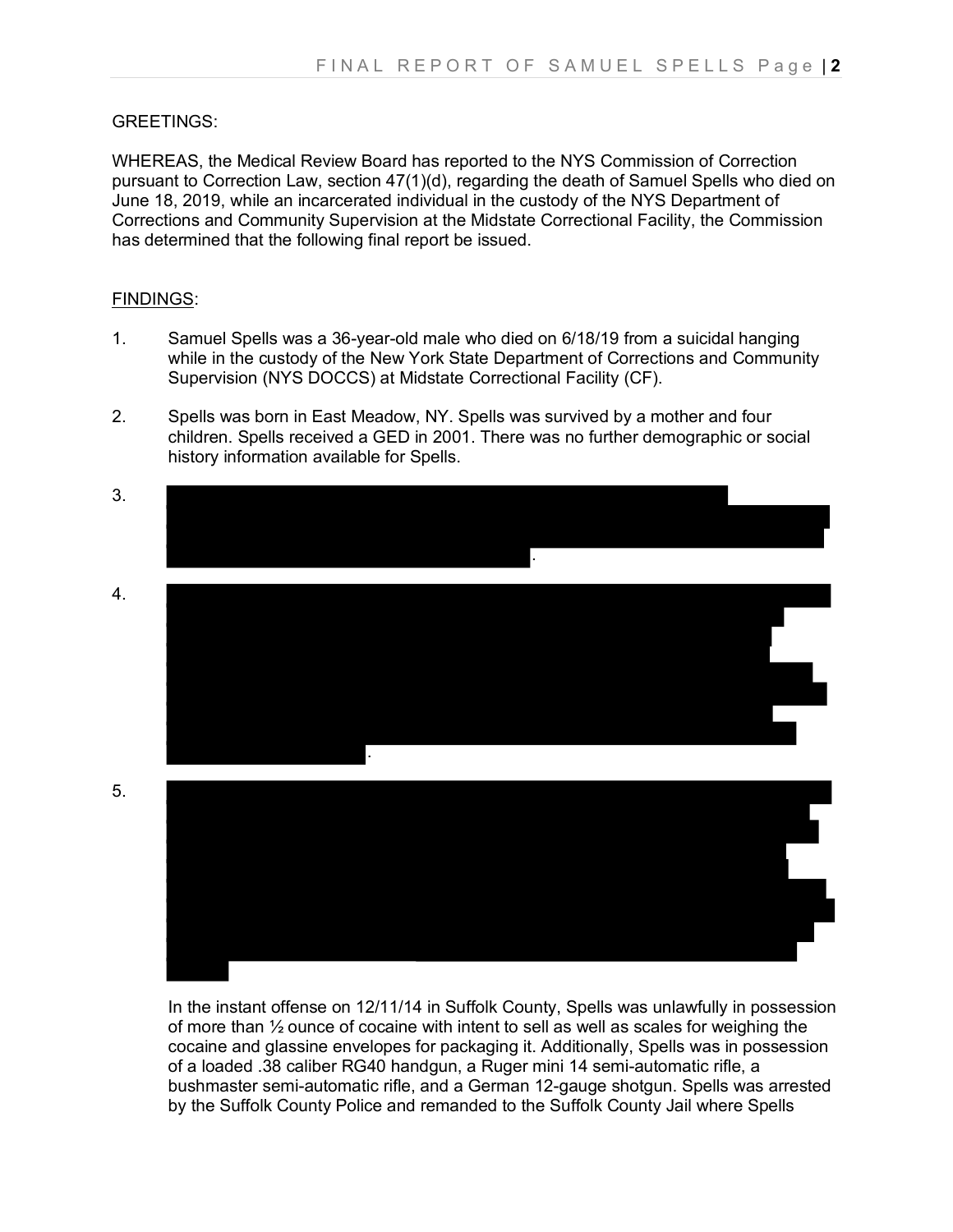GREETINGS:

WHEREAS, the Medical Review Board has reported to the NYS Commission of Correction pursuant to Correction Law, section 47(1)(d), regarding the death of Samuel Spells who died on June 18, 2019, while an incarcerated individual in the custody of the NYS Department of Corrections and Community Supervision at the Midstate Correctional Facility, the Commission has determined that the following final report be issued.

FINDINGS:

1. Samuel Spells was a 36-year-old male who died on 6/18/19 from a suicidal hanging while in the custody of the New York State Department of Corrections and Community Supervision (NYS DOCCS) at Midstate Correctional Facility (CF).

2. Spells was born in East Meadow, NY. Spells was survived by a mother and four children. Spells received a GED in 2001. There was no further demographic or social history information available for Spells.

3. [REDACTED].

4. [REDACTED].

5. [REDACTED]

   In the instant offense on 12/11/14 in Suffolk County, Spells was unlawfully in possession of more than ½ ounce of cocaine with intent to sell as well as scales for weighing the cocaine and glassine envelopes for packaging it. Additionally, Spells was in possession of a loaded .38 caliber RG40 handgun, a Ruger mini 14 semi-automatic rifle, a bushmaster semi-automatic rifle, and a German 12-gauge shotgun. Spells was arrested by the Suffolk County Police and remanded to the Suffolk County Jail where Spells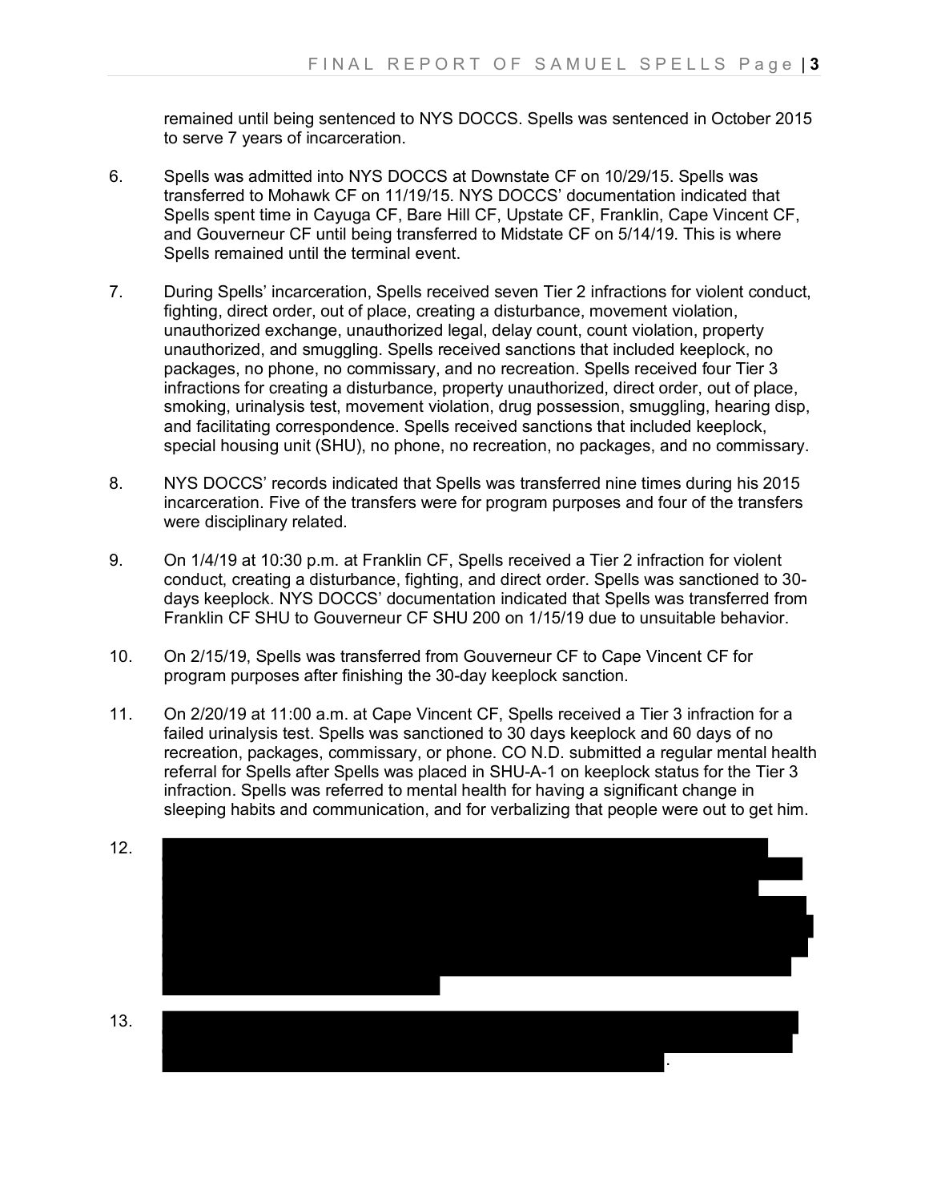remained until being sentenced to NYS DOCCS. Spells was sentenced in October 2015 to serve 7 years of incarceration.

6. Spells was admitted into NYS DOCCS at Downstate CF on 10/29/15. Spells was transferred to Mohawk CF on 11/19/15. NYS DOCCS' documentation indicated that Spells spent time in Cayuga CF, Bare Hill CF, Upstate CF, Franklin, Cape Vincent CF, and Gouverneur CF until being transferred to Midstate CF on 5/14/19. This is where Spells remained until the terminal event.

7. During Spells' incarceration, Spells received seven Tier 2 infractions for violent conduct, fighting, direct order, out of place, creating a disturbance, movement violation, unauthorized exchange, unauthorized legal, delay count, count violation, property unauthorized, and smuggling. Spells received sanctions that included keeplock, no packages, no phone, no commissary, and no recreation. Spells received four Tier 3 infractions for creating a disturbance, property unauthorized, direct order, out of place, smoking, urinalysis test, movement violation, drug possession, smuggling, hearing disp, and facilitating correspondence. Spells received sanctions that included keeplock, special housing unit (SHU), no phone, no recreation, no packages, and no commissary.

8. NYS DOCCS' records indicated that Spells was transferred nine times during his 2015 incarceration. Five of the transfers were for program purposes and four of the transfers were disciplinary related.

9. On 1/4/19 at 10:30 p.m. at Franklin CF, Spells received a Tier 2 infraction for violent conduct, creating a disturbance, fighting, and direct order. Spells was sanctioned to 30-days keeplock. NYS DOCCS' documentation indicated that Spells was transferred from Franklin CF SHU to Gouverneur CF SHU 200 on 1/15/19 due to unsuitable behavior.

10. On 2/15/19, Spells was transferred from Gouverneur CF to Cape Vincent CF for program purposes after finishing the 30-day keeplock sanction.

11. On 2/20/19 at 11:00 a.m. at Cape Vincent CF, Spells received a Tier 3 infraction for a failed urinalysis test. Spells was sanctioned to 30 days keeplock and 60 days of no recreation, packages, commissary, or phone. CO N.D. submitted a regular mental health referral for Spells after Spells was placed in SHU-A-1 on keeplock status for the Tier 3 infraction. Spells was referred to mental health for having a significant change in sleeping habits and communication, and for verbalizing that people were out to get him.

12. [REDACTED]

13. [REDACTED].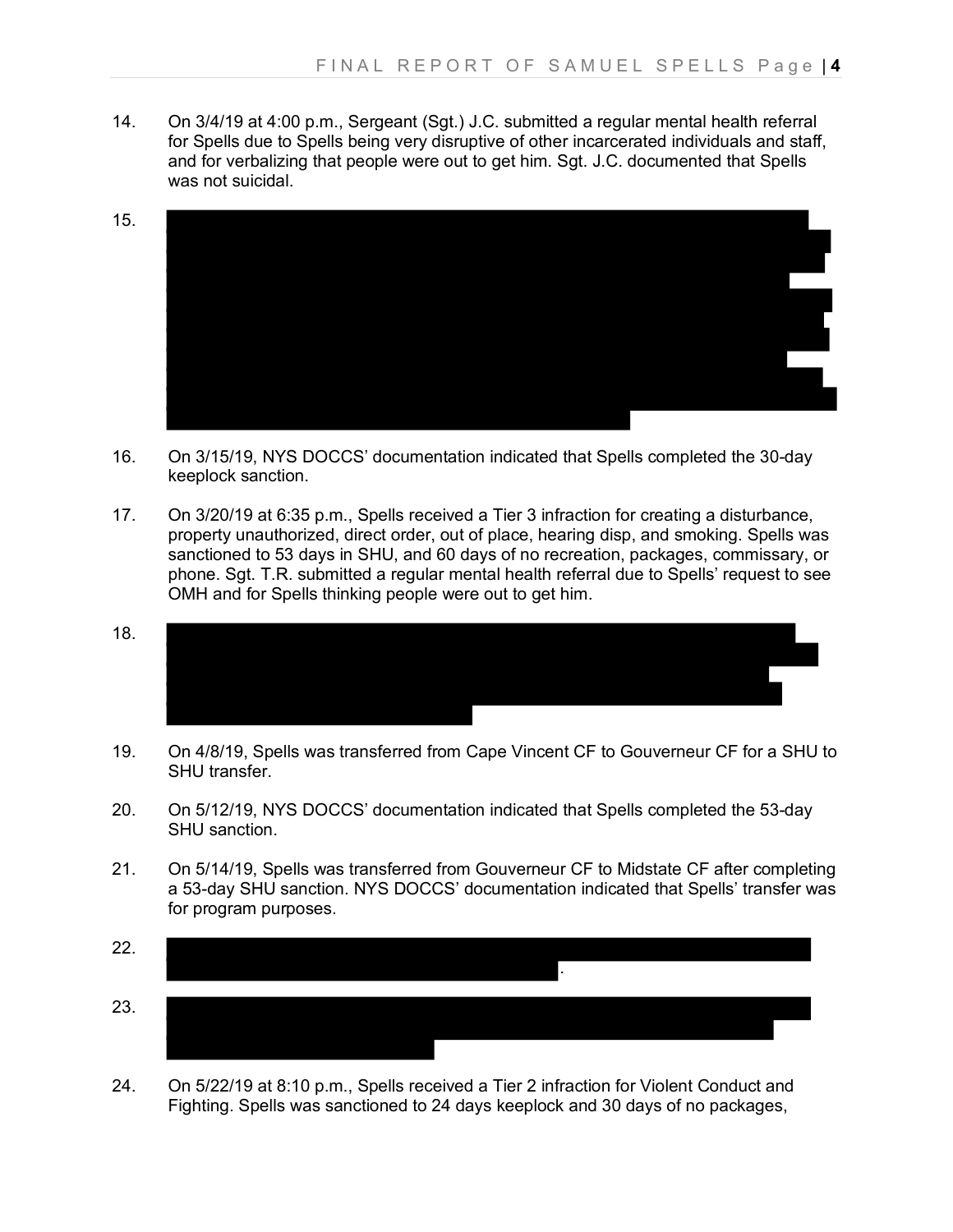14. On 3/4/19 at 4:00 p.m., Sergeant (Sgt.) J.C. submitted a regular mental health referral for Spells due to Spells being very disruptive of other incarcerated individuals and staff, and for verbalizing that people were out to get him. Sgt. J.C. documented that Spells was not suicidal.

15. 

16. On 3/15/19, NYS DOCCS' documentation indicated that Spells completed the 30-day keeplock sanction.

17. On 3/20/19 at 6:35 p.m., Spells received a Tier 3 infraction for creating a disturbance, property unauthorized, direct order, out of place, hearing disp, and smoking. Spells was sanctioned to 53 days in SHU, and 60 days of no recreation, packages, commissary, or phone. Sgt. T.R. submitted a regular mental health referral due to Spells' request to see OMH and for Spells thinking people were out to get him.

18. 

19. On 4/8/19, Spells was transferred from Cape Vincent CF to Gouverneur CF for a SHU to SHU transfer.

20. On 5/12/19, NYS DOCCS' documentation indicated that Spells completed the 53-day SHU sanction.

21. On 5/14/19, Spells was transferred from Gouverneur CF to Midstate CF after completing a 53-day SHU sanction. NYS DOCCS' documentation indicated that Spells' transfer was for program purposes.

22. .

23. 

24. On 5/22/19 at 8:10 p.m., Spells received a Tier 2 infraction for Violent Conduct and Fighting. Spells was sanctioned to 24 days keeplock and 30 days of no packages,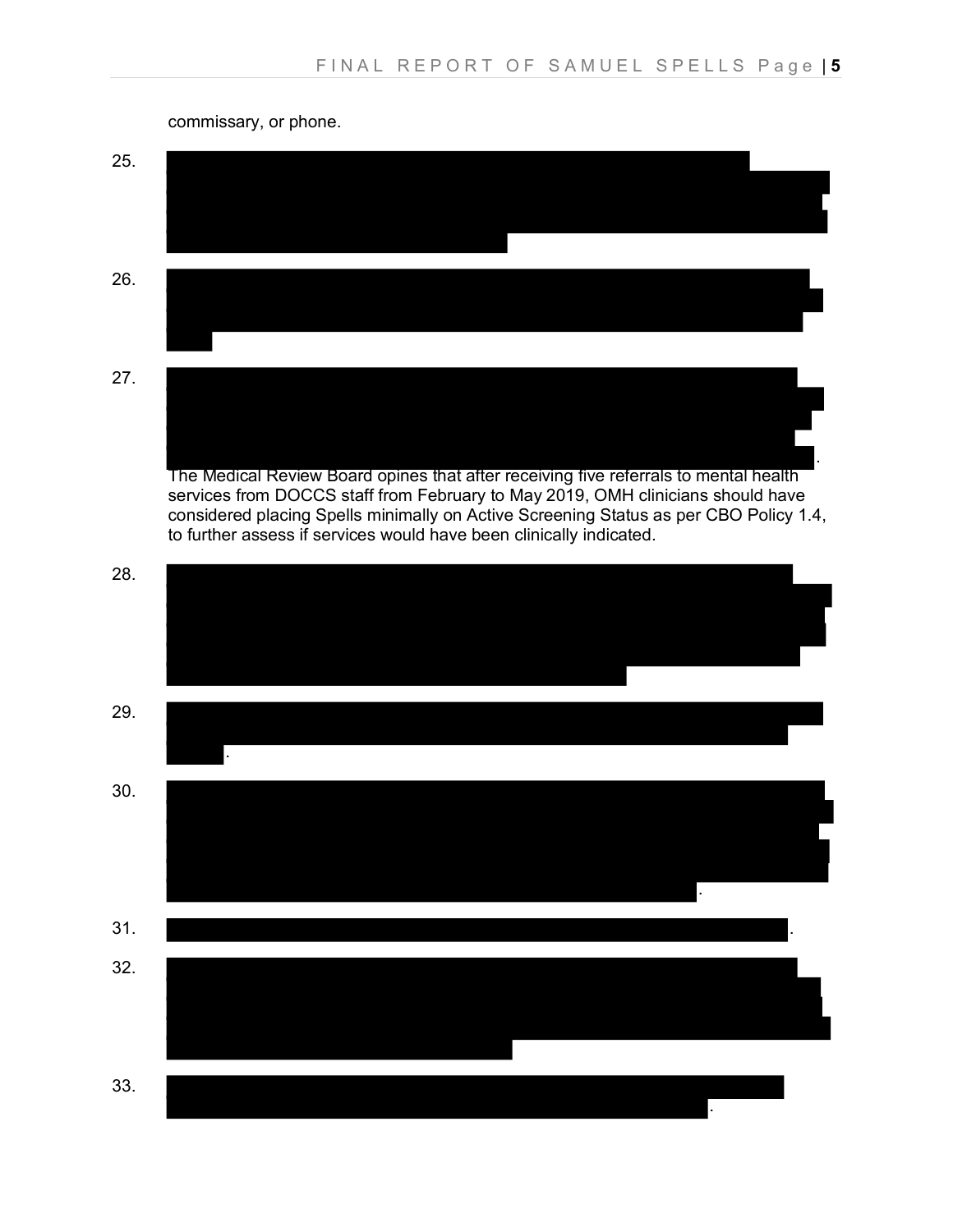commissary, or phone.

25.

26.

27. . The Medical Review Board opines that after receiving five referrals to mental health services from DOCCS staff from February to May 2019, OMH clinicians should have considered placing Spells minimally on Active Screening Status as per CBO Policy 1.4, to further assess if services would have been clinically indicated.

28.

29. .

30. .

31. .

32.

33. .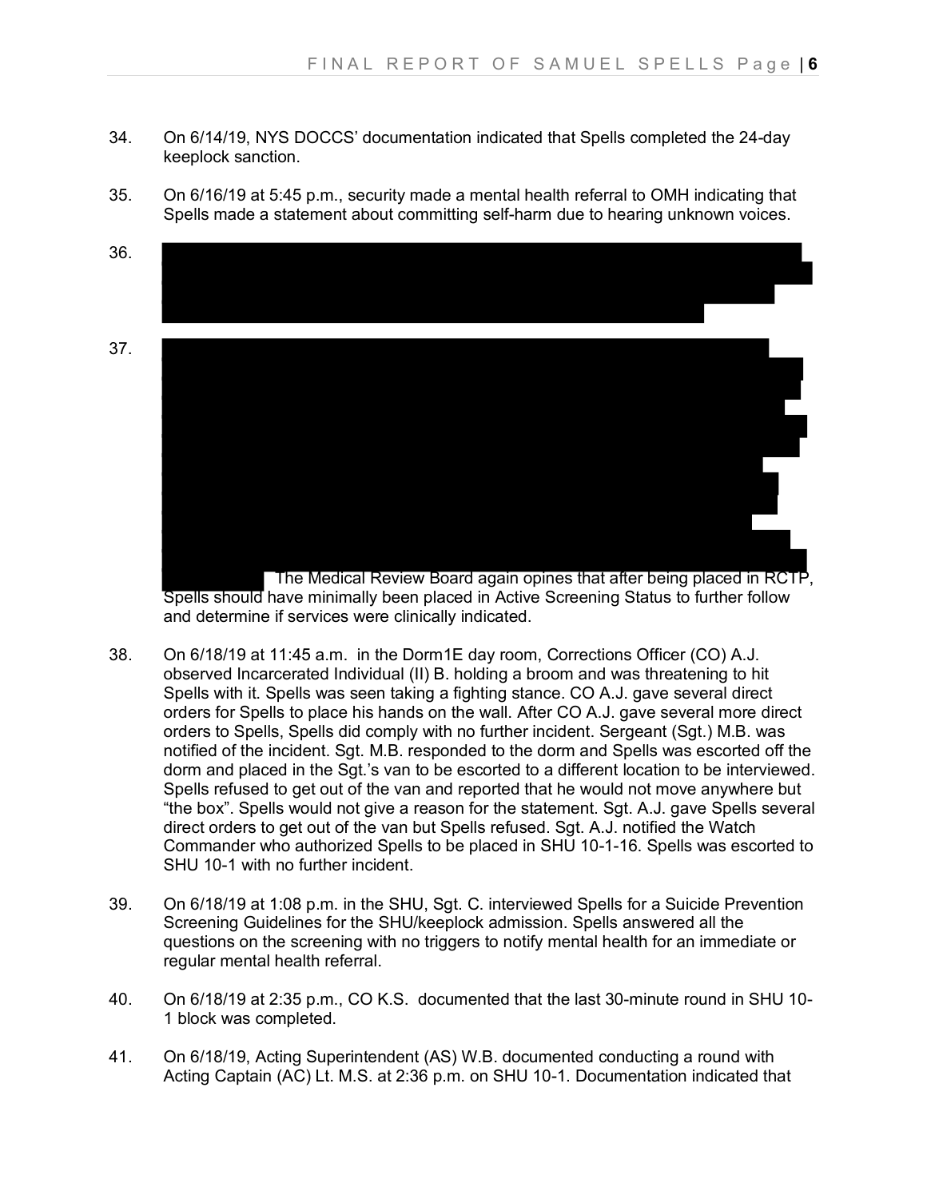34. On 6/14/19, NYS DOCCS' documentation indicated that Spells completed the 24-day keeplock sanction.

35. On 6/16/19 at 5:45 p.m., security made a mental health referral to OMH indicating that Spells made a statement about committing self-harm due to hearing unknown voices.

36.

37. The Medical Review Board again opines that after being placed in RCTP, Spells should have minimally been placed in Active Screening Status to further follow and determine if services were clinically indicated.

38. On 6/18/19 at 11:45 a.m. in the Dorm1E day room, Corrections Officer (CO) A.J. observed Incarcerated Individual (II) B. holding a broom and was threatening to hit Spells with it. Spells was seen taking a fighting stance. CO A.J. gave several direct orders for Spells to place his hands on the wall. After CO A.J. gave several more direct orders to Spells, Spells did comply with no further incident. Sergeant (Sgt.) M.B. was notified of the incident. Sgt. M.B. responded to the dorm and Spells was escorted off the dorm and placed in the Sgt.'s van to be escorted to a different location to be interviewed. Spells refused to get out of the van and reported that he would not move anywhere but "the box". Spells would not give a reason for the statement. Sgt. A.J. gave Spells several direct orders to get out of the van but Spells refused. Sgt. A.J. notified the Watch Commander who authorized Spells to be placed in SHU 10-1-16. Spells was escorted to SHU 10-1 with no further incident.

39. On 6/18/19 at 1:08 p.m. in the SHU, Sgt. C. interviewed Spells for a Suicide Prevention Screening Guidelines for the SHU/keeplock admission. Spells answered all the questions on the screening with no triggers to notify mental health for an immediate or regular mental health referral.

40. On 6/18/19 at 2:35 p.m., CO K.S. documented that the last 30-minute round in SHU 10-1 block was completed.

41. On 6/18/19, Acting Superintendent (AS) W.B. documented conducting a round with Acting Captain (AC) Lt. M.S. at 2:36 p.m. on SHU 10-1. Documentation indicated that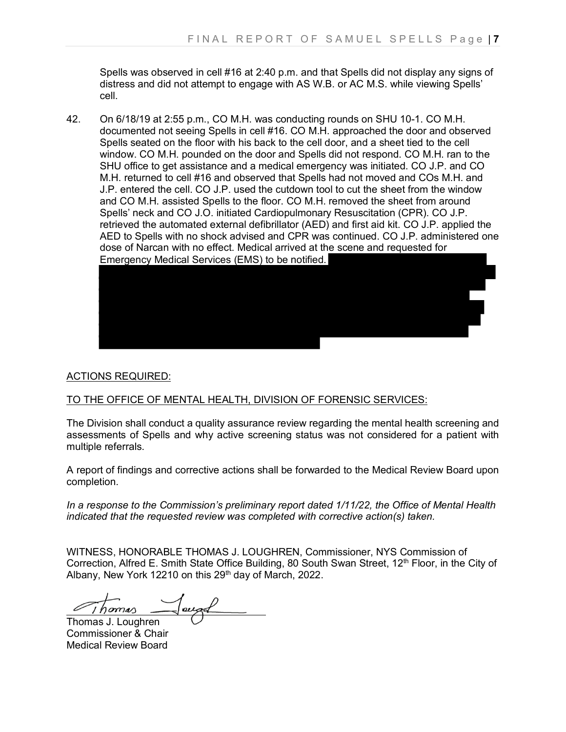Spells was observed in cell #16 at 2:40 p.m. and that Spells did not display any signs of distress and did not attempt to engage with AS W.B. or AC M.S. while viewing Spells' cell.

42. On 6/18/19 at 2:55 p.m., CO M.H. was conducting rounds on SHU 10-1. CO M.H. documented not seeing Spells in cell #16. CO M.H. approached the door and observed Spells seated on the floor with his back to the cell door, and a sheet tied to the cell window. CO M.H. pounded on the door and Spells did not respond. CO M.H. ran to the SHU office to get assistance and a medical emergency was initiated. CO J.P. and CO M.H. returned to cell #16 and observed that Spells had not moved and COs M.H. and J.P. entered the cell. CO J.P. used the cutdown tool to cut the sheet from the window and CO M.H. assisted Spells to the floor. CO M.H. removed the sheet from around Spells' neck and CO J.O. initiated Cardiopulmonary Resuscitation (CPR). CO J.P. retrieved the automated external defibrillator (AED) and first aid kit. CO J.P. applied the AED to Spells with no shock advised and CPR was continued. CO J.P. administered one dose of Narcan with no effect. Medical arrived at the scene and requested for Emergency Medical Services (EMS) to be notified.

ACTIONS REQUIRED:

TO THE OFFICE OF MENTAL HEALTH, DIVISION OF FORENSIC SERVICES:

The Division shall conduct a quality assurance review regarding the mental health screening and assessments of Spells and why active screening status was not considered for a patient with multiple referrals.

A report of findings and corrective actions shall be forwarded to the Medical Review Board upon completion.

*In a response to the Commission's preliminary report dated 1/11/22, the Office of Mental Health indicated that the requested review was completed with corrective action(s) taken.*

WITNESS, HONORABLE THOMAS J. LOUGHREN, Commissioner, NYS Commission of Correction, Alfred E. Smith State Office Building, 80 South Swan Street, 12th Floor, in the City of Albany, New York 12210 on this 29th day of March, 2022.

Thomas J. Loughren
Commissioner & Chair
Medical Review Board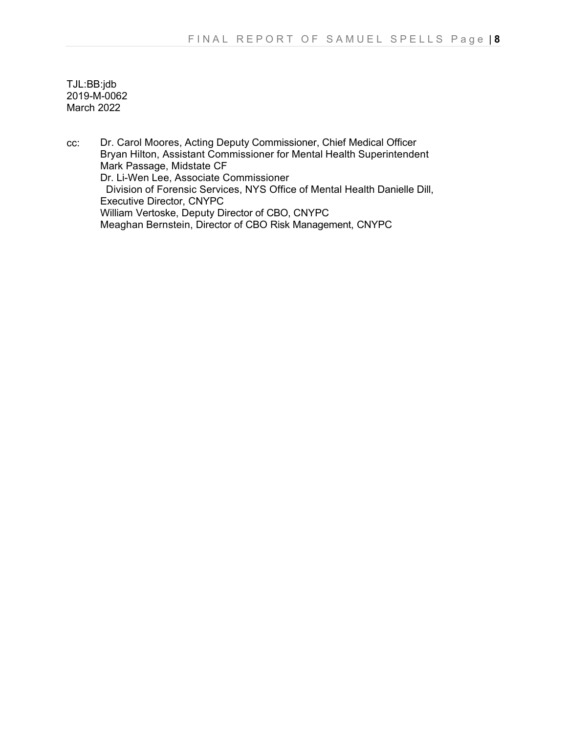TJL:BB:jdb
2019-M-0062
March 2022

cc: Dr. Carol Moores, Acting Deputy Commissioner, Chief Medical Officer
Bryan Hilton, Assistant Commissioner for Mental Health Superintendent
Mark Passage, Midstate CF
Dr. Li-Wen Lee, Associate Commissioner
Division of Forensic Services, NYS Office of Mental Health Danielle Dill,
Executive Director, CNYPC
William Vertoske, Deputy Director of CBO, CNYPC
Meaghan Bernstein, Director of CBO Risk Management, CNYPC